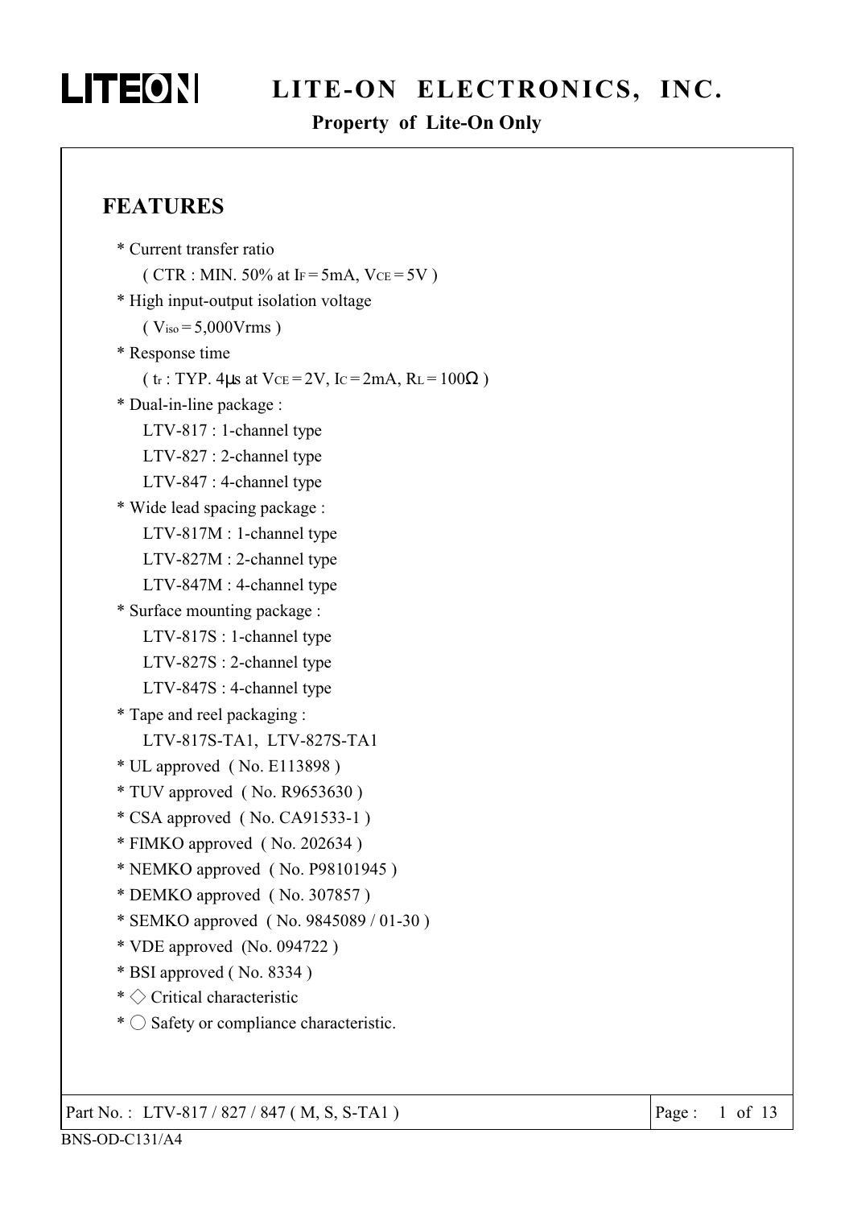# LITE-ON ELECTRONICS, INC.

**Property of Lite-On Only**

## FEATURES

* Current transfer ratio
  ( CTR : MIN. 50% at $I_F = 5mA$, $V_{CE} = 5V$ )
* High input-output isolation voltage
  ( $V_{iso} = 5{,}000Vrms$ )
* Response time
  ( $t_r$ : TYP. 4μs at $V_{CE} = 2V$, $I_C = 2mA$, $R_L = 100\Omega$ )
* Dual-in-line package :
  LTV-817 : 1-channel type
  LTV-827 : 2-channel type
  LTV-847 : 4-channel type
* Wide lead spacing package :
  LTV-817M : 1-channel type
  LTV-827M : 2-channel type
  LTV-847M : 4-channel type
* Surface mounting package :
  LTV-817S : 1-channel type
  LTV-827S : 2-channel type
  LTV-847S : 4-channel type
* Tape and reel packaging :
  LTV-817S-TA1, LTV-827S-TA1
* UL approved ( No. E113898 )
* TUV approved ( No. R9653630 )
* CSA approved ( No. CA91533-1 )
* FIMKO approved ( No. 202634 )
* NEMKO approved ( No. P98101945 )
* DEMKO approved ( No. 307857 )
* SEMKO approved ( No. 9845089 / 01-30 )
* VDE approved (No. 094722 )
* BSI approved ( No. 8334 )
* ◇ Critical characteristic
* ○ Safety or compliance characteristic.

Part No. : LTV-817 / 827 / 847 ( M, S, S-TA1 )

BNS-OD-C131/A4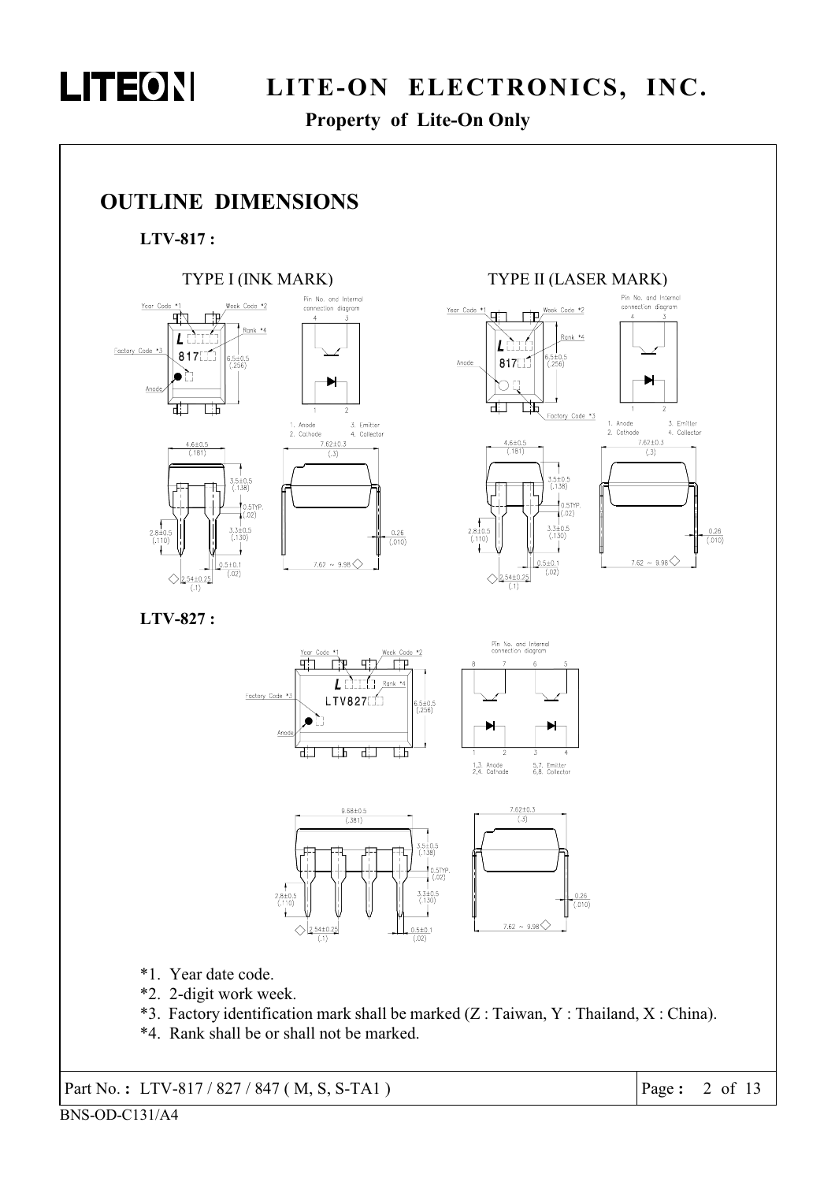## OUTLINE DIMENSIONS

**LTV-817 :**

TYPE I (INK MARK)

TYPE II (LASER MARK)

Year Code *1, Week Code *2, Rank *4, Factory Code *3, Anode

Pin No. and Internal connection diagram

1. Anode 2. Cathode 3. Emitter 4. Collector

6.5±0.5 (.256)

4.6±0.5 (.181)

7.62±0.3 (.3)

3.5±0.5 (.138)

0.5TYP. (.02)

3.3±0.5 (.130)

2.8±0.5 (.110)

0.26 (.010)

0.5±0.1 (.02)

2.54±0.25 (.1)

7.62 ~ 9.98

**LTV-827 :**

Year Code *1, Week Code *2, Rank *4, Factory Code *3, Anode

LTV827

Pin No. and Internal connection diagram

1,3. Anode 2,4. Cathode 5,7. Emitter 6,8. Collector

6.5±0.5 (.256)

9.66±0.5 (.381)

7.62±0.3 (.3)

3.5±0.5 (.138)

0.5TYP. (.02)

3.3±0.5 (.130)

2.8±0.5 (.110)

0.26 (.010)

2.54±0.25 (.1)

0.5±0.1 (.02)

7.62 ~ 9.98

*1. Year date code.

*2. 2-digit work week.

*3. Factory identification mark shall be marked (Z : Taiwan, Y : Thailand, X : China).

*4. Rank shall be or shall not be marked.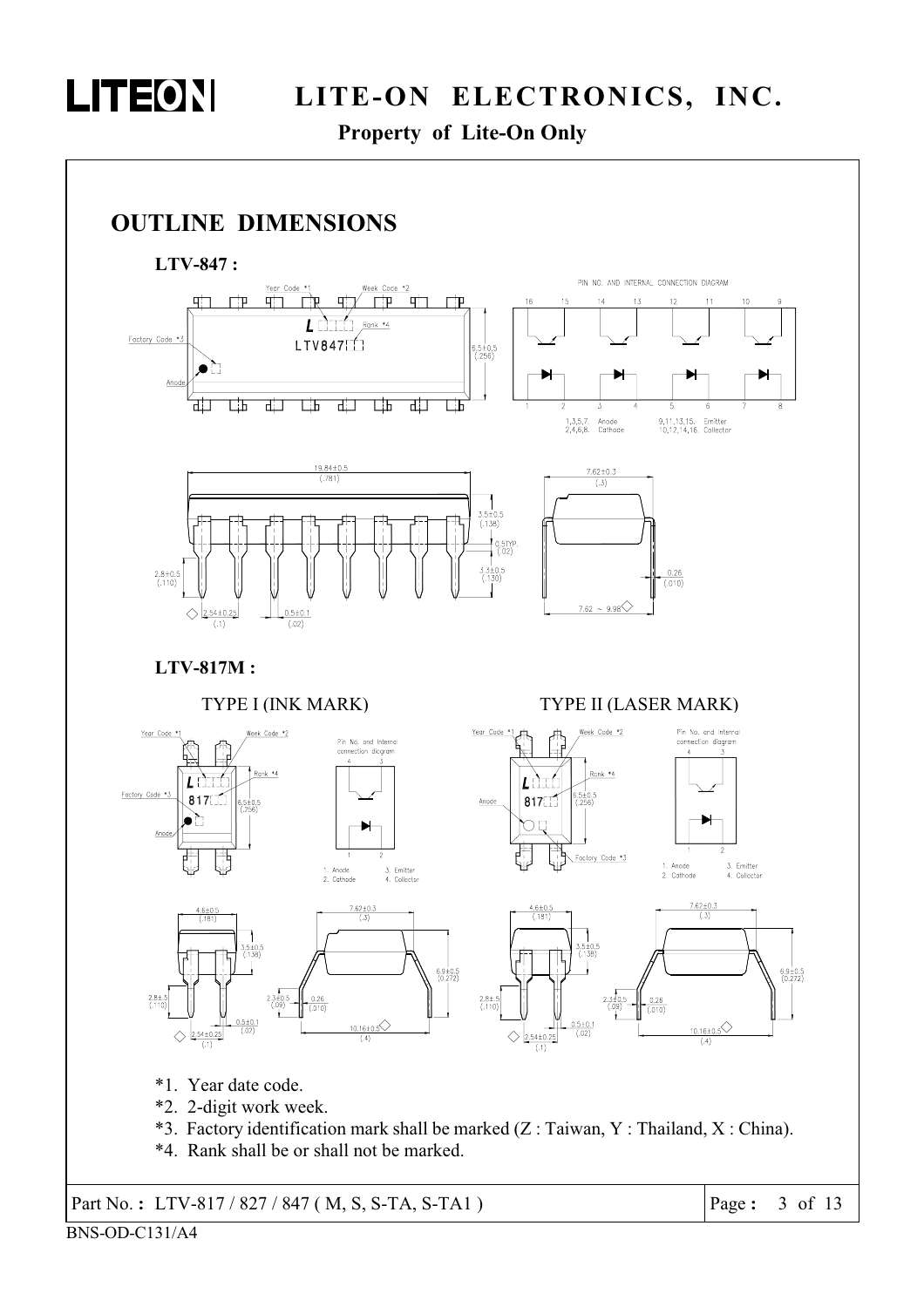# OUTLINE DIMENSIONS

**LTV-847 :**

PIN NO. AND INTERNAL CONNECTION DIAGRAM

1,3,5,7. Anode 9,11,13,15. Emitter
2,4,6,8. Cathode 10,12,14,16. Collector

**LTV-817M :**

TYPE I (INK MARK) TYPE II (LASER MARK)

Pin No. and Internal connection diagram

1. Anode 3. Emitter
2. Cathode 4. Collector

*1. Year date code.

*2. 2-digit work week.

*3. Factory identification mark shall be marked (Z : Taiwan, Y : Thailand, X : China).

*4. Rank shall be or shall not be marked.

Part No. **:** LTV-817 / 827 / 847 ( M, S, S-TA, S-TA1 )

BNS-OD-C131/A4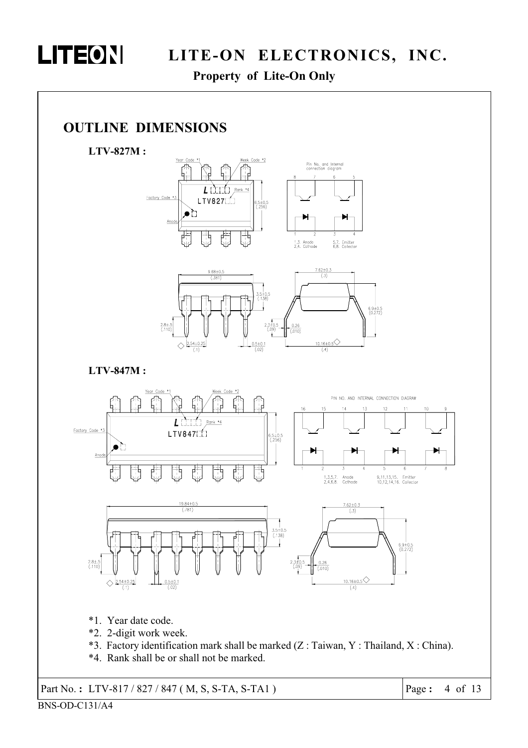## OUTLINE DIMENSIONS

**LTV-827M :**

Year Code *1, Week Code *2, Rank *4, Factory Code *3, Anode

LTV827

Pin No. and Internal connection diagram

1,3. Anode
2,4. Cathode
5,7. Emitter
6,8. Collector

**LTV-847M :**

Year Code *1, Week Code *2, Rank *4, Factory Code *3, Anode

LTV847

PIN NO. AND INTERNAL CONNECTION DIAGRAM

1,3,5,7. Anode
2,4,6,8. Cathode
9,11,13,15. Emitter
10,12,14,16. Collector

*1. Year date code.
*2. 2-digit work week.
*3. Factory identification mark shall be marked (Z : Taiwan, Y : Thailand, X : China).
*4. Rank shall be or shall not be marked.

Part No. : LTV-817 / 827 / 847 ( M, S, S-TA, S-TA1 )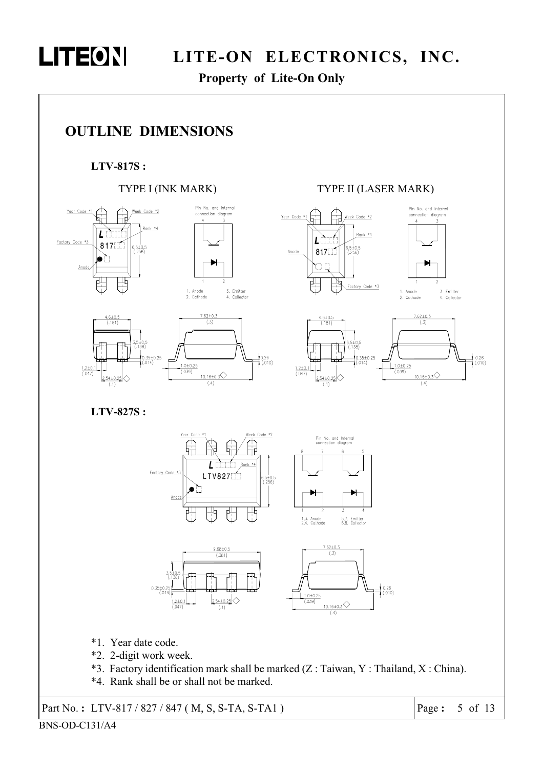## OUTLINE DIMENSIONS

**LTV-817S :**

TYPE I (INK MARK)

TYPE II (LASER MARK)

**LTV-827S :**

*1. Year date code.

*2. 2-digit work week.

*3. Factory identification mark shall be marked (Z : Taiwan, Y : Thailand, X : China).

*4. Rank shall be or shall not be marked.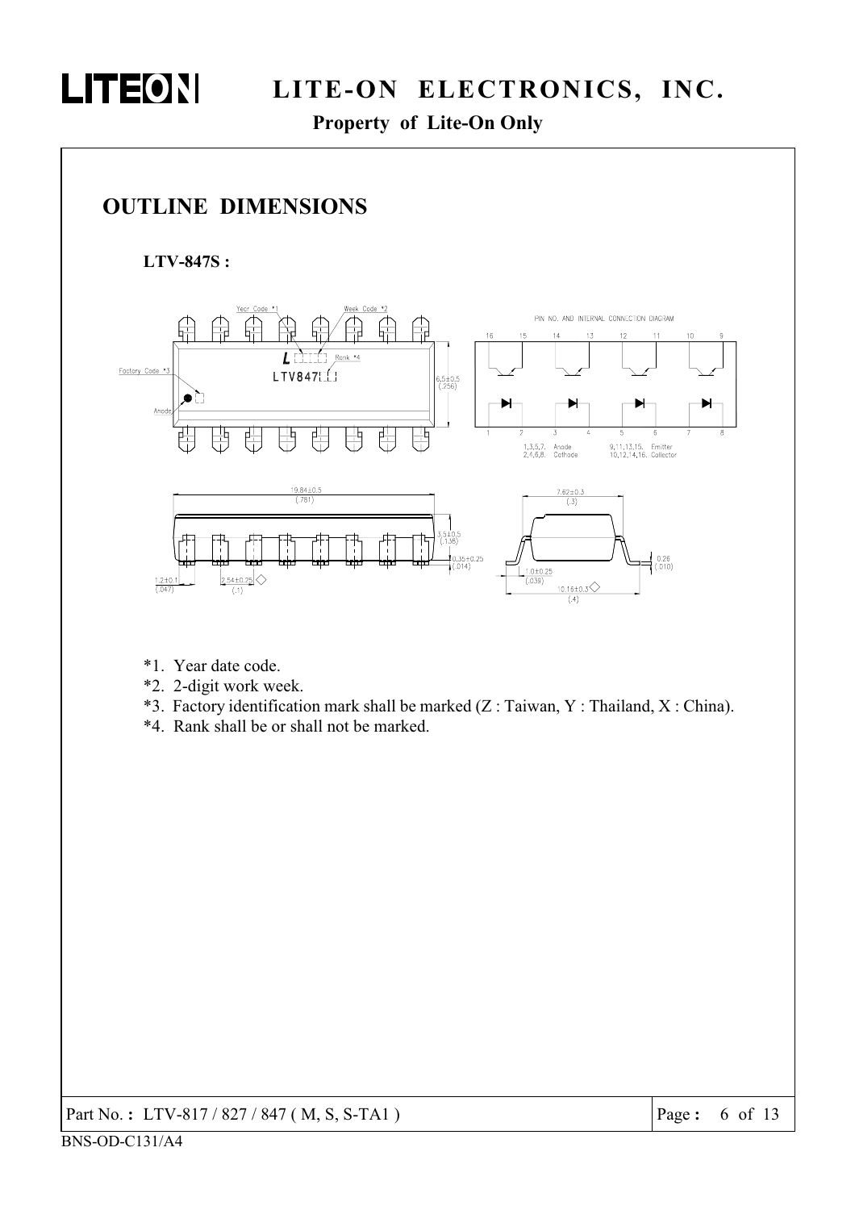## OUTLINE DIMENSIONS

**LTV-847S :**

*1. Year date code.

*2. 2-digit work week.

*3. Factory identification mark shall be marked (Z : Taiwan, Y : Thailand, X : China).

*4. Rank shall be or shall not be marked.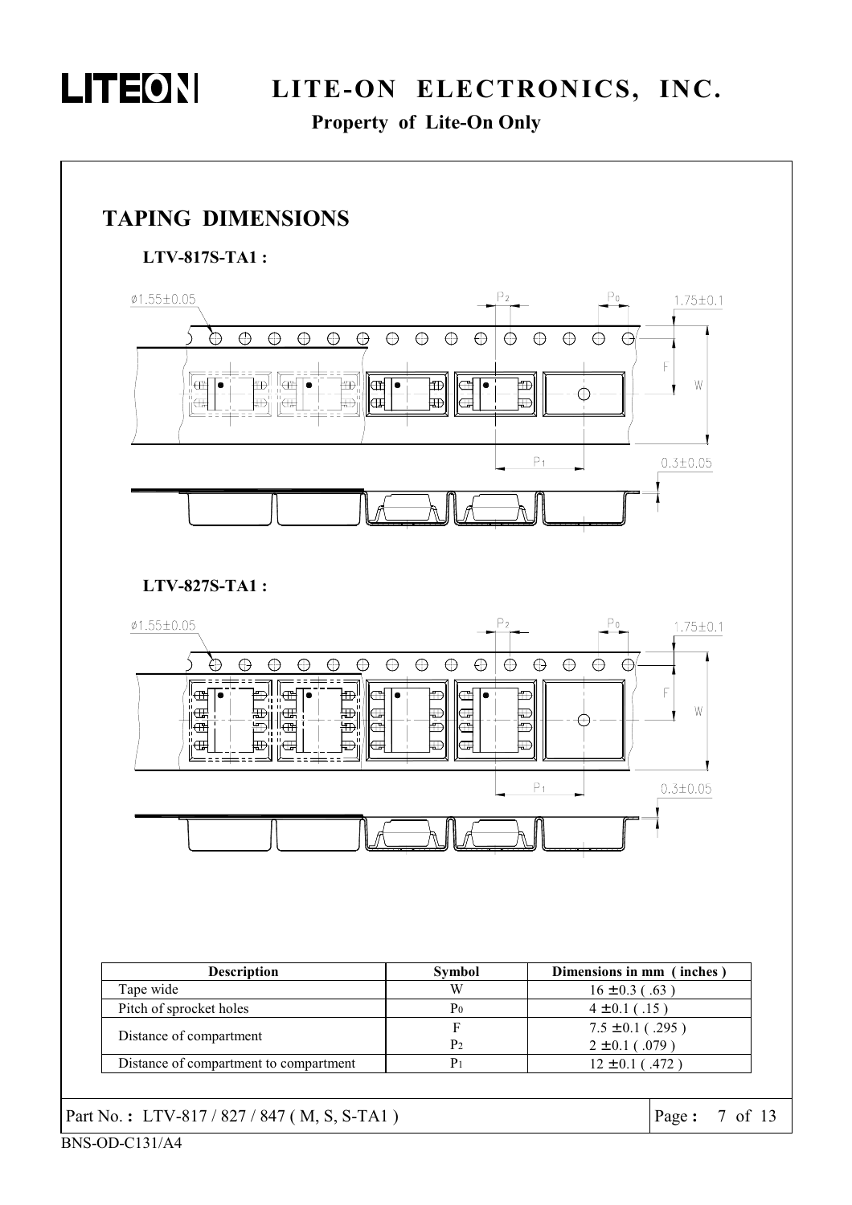## TAPING DIMENSIONS

**LTV-817S-TA1 :**

**LTV-827S-TA1 :**

| Description | Symbol | Dimensions in mm ( inches ) |
|---|---|---|
| Tape wide | W | 16 ± 0.3 ( .63 ) |
| Pitch of sprocket holes | $P_0$ | 4 ± 0.1 ( .15 ) |
| Distance of compartment | F | 7.5 ± 0.1 ( .295 ) |
| | $P_2$ | 2 ± 0.1 ( .079 ) |
| Distance of compartment to compartment | $P_1$ | 12 ± 0.1 ( .472 ) |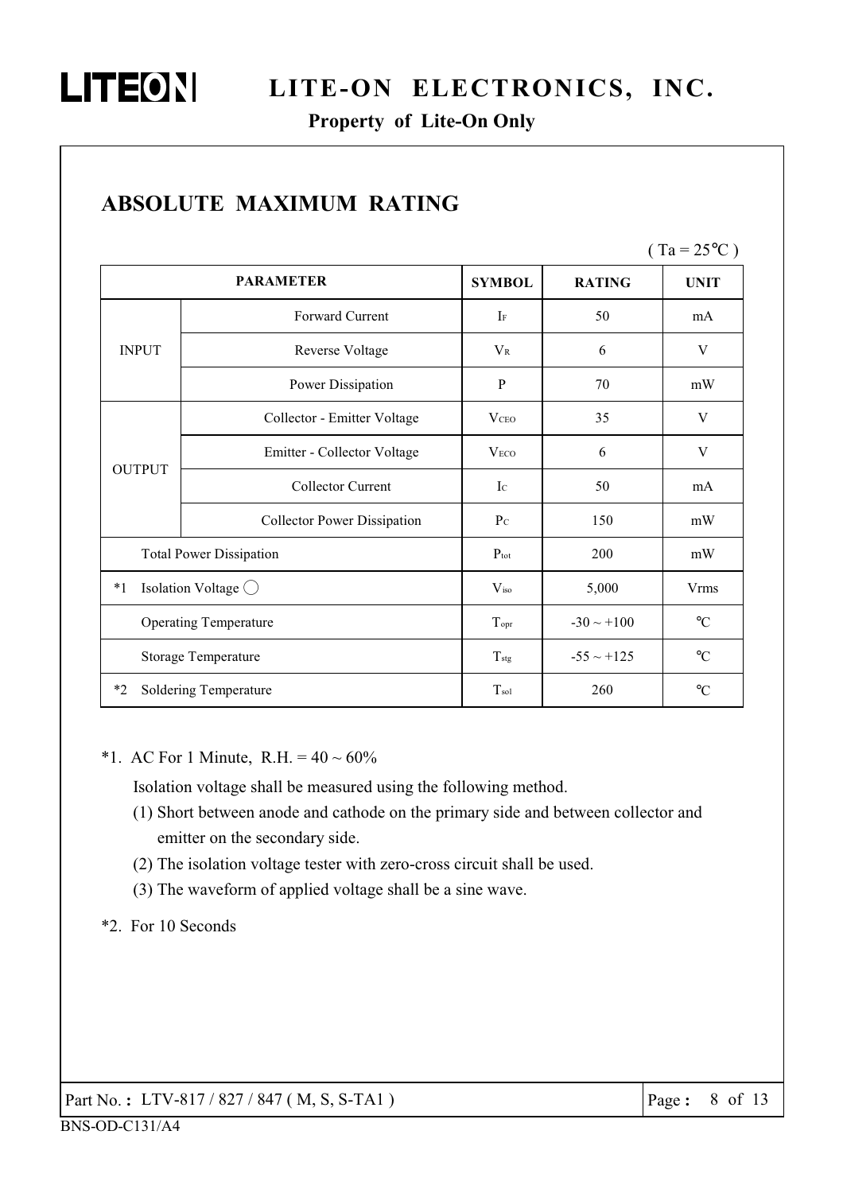## ABSOLUTE MAXIMUM RATING

( $T_a$ = 25℃ )

| PARAMETER | | SYMBOL | RATING | UNIT |
|---|---|---|---|---|
| INPUT | Forward Current | $I_F$ | 50 | mA |
| | Reverse Voltage | $V_R$ | 6 | V |
| | Power Dissipation | P | 70 | mW |
| OUTPUT | Collector - Emitter Voltage | $V_{CEO}$ | 35 | V |
| | Emitter - Collector Voltage | $V_{ECO}$ | 6 | V |
| | Collector Current | $I_C$ | 50 | mA |
| | Collector Power Dissipation | $P_C$ | 150 | mW |
| Total Power Dissipation | | $P_{tot}$ | 200 | mW |
| *1 Isolation Voltage ◯ | | $V_{iso}$ | 5,000 | Vrms |
| Operating Temperature | | $T_{opr}$ | -30 ~ +100 | ℃ |
| Storage Temperature | | $T_{stg}$ | -55 ~ +125 | ℃ |
| *2 Soldering Temperature | | $T_{sol}$ | 260 | ℃ |

*1. AC For 1 Minute, R.H. = 40 ~ 60%

Isolation voltage shall be measured using the following method.

(1) Short between anode and cathode on the primary side and between collector and emitter on the secondary side.

(2) The isolation voltage tester with zero-cross circuit shall be used.

(3) The waveform of applied voltage shall be a sine wave.

*2. For 10 Seconds

Part No. : LTV-817 / 827 / 847 ( M, S, S-TA1 )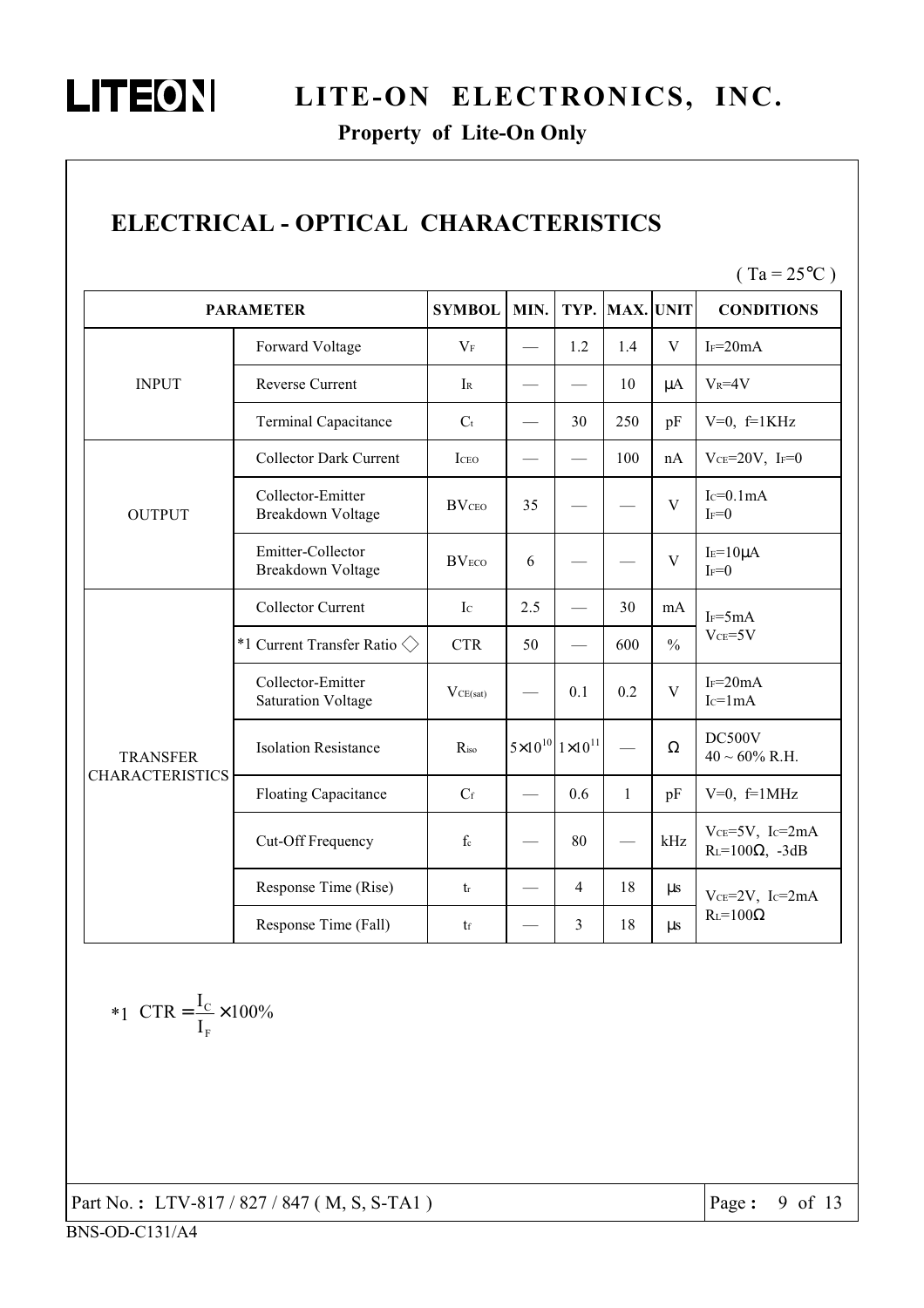## ELECTRICAL - OPTICAL CHARACTERISTICS

( Ta = 25°C )

| PARAMETER | | SYMBOL | MIN. | TYP. | MAX. | UNIT | CONDITIONS |
|---|---|---|---|---|---|---|---|
| INPUT | Forward Voltage | $V_F$ | — | 1.2 | 1.4 | V | $I_F$=20mA |
| | Reverse Current | $I_R$ | — | — | 10 | μA | $V_R$=4V |
| | Terminal Capacitance | $C_t$ | — | 30 | 250 | pF | V=0, f=1KHz |
| OUTPUT | Collector Dark Current | $I_{CEO}$ | — | — | 100 | nA | $V_{CE}$=20V, $I_F$=0 |
| | Collector-Emitter Breakdown Voltage | $BV_{CEO}$ | 35 | — | — | V | $I_C$=0.1mA $I_F$=0 |
| | Emitter-Collector Breakdown Voltage | $BV_{ECO}$ | 6 | — | — | V | $I_E$=10μA $I_F$=0 |
| TRANSFER CHARACTERISTICS | Collector Current | $I_C$ | 2.5 | — | 30 | mA | $I_F$=5mA $V_{CE}$=5V |
| | *1 Current Transfer Ratio ◇ | CTR | 50 | — | 600 | % | |
| | Collector-Emitter Saturation Voltage | $V_{CE(sat)}$ | — | 0.1 | 0.2 | V | $I_F$=20mA $I_C$=1mA |
| | Isolation Resistance | $R_{iso}$ | $5\times10^{10}$ | $1\times10^{11}$ | — | Ω | DC500V 40 ~ 60% R.H. |
| | Floating Capacitance | $C_f$ | — | 0.6 | 1 | pF | V=0, f=1MHz |
| | Cut-Off Frequency | $f_c$ | — | 80 | — | kHz | $V_{CE}$=5V, $I_C$=2mA $R_L$=100Ω, -3dB |
| | Response Time (Rise) | $t_r$ | — | 4 | 18 | μs | $V_{CE}$=2V, $I_C$=2mA $R_L$=100Ω |
| | Response Time (Fall) | $t_f$ | — | 3 | 18 | μs | |

*1 $CTR = \frac{I_C}{I_F} \times 100\%$

Part No. : LTV-817 / 827 / 847 ( M, S, S-TA1 )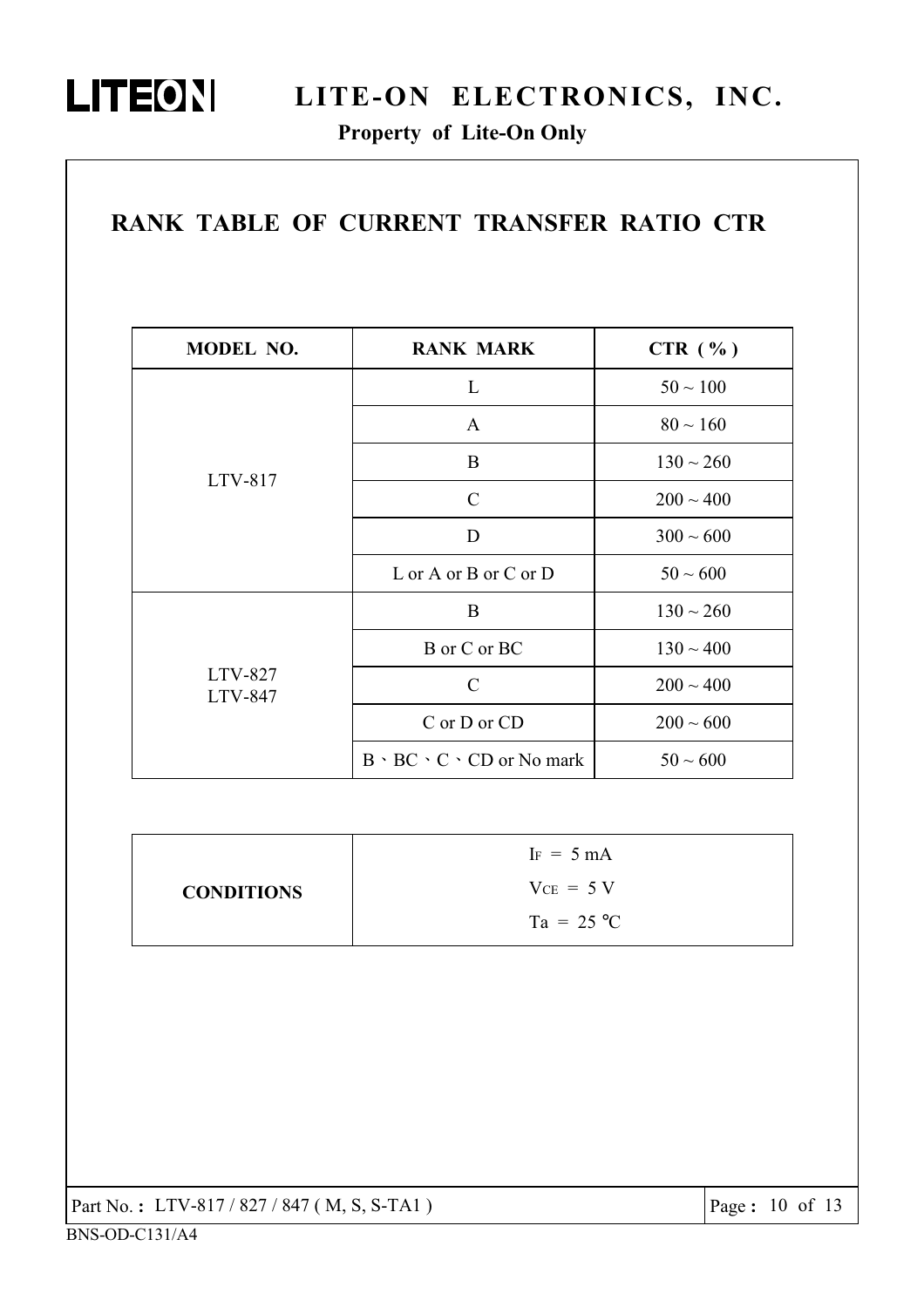## RANK TABLE OF CURRENT TRANSFER RATIO CTR

| MODEL NO. | RANK MARK | CTR ( % ) |
|---|---|---|
| LTV-817 | L | 50 ~ 100 |
| | A | 80 ~ 160 |
| | B | 130 ~ 260 |
| | C | 200 ~ 400 |
| | D | 300 ~ 600 |
| | L or A or B or C or D | 50 ~ 600 |
| LTV-827<br>LTV-847 | B | 130 ~ 260 |
| | B or C or BC | 130 ~ 400 |
| | C | 200 ~ 400 |
| | C or D or CD | 200 ~ 600 |
| | B、BC、C、CD or No mark | 50 ~ 600 |

| CONDITIONS | $I_F$ = 5 mA<br>$V_{CE}$ = 5 V<br>Ta = 25 ℃ |
|---|---|

Part No.：LTV-817 / 827 / 847 ( M, S, S-TA1 )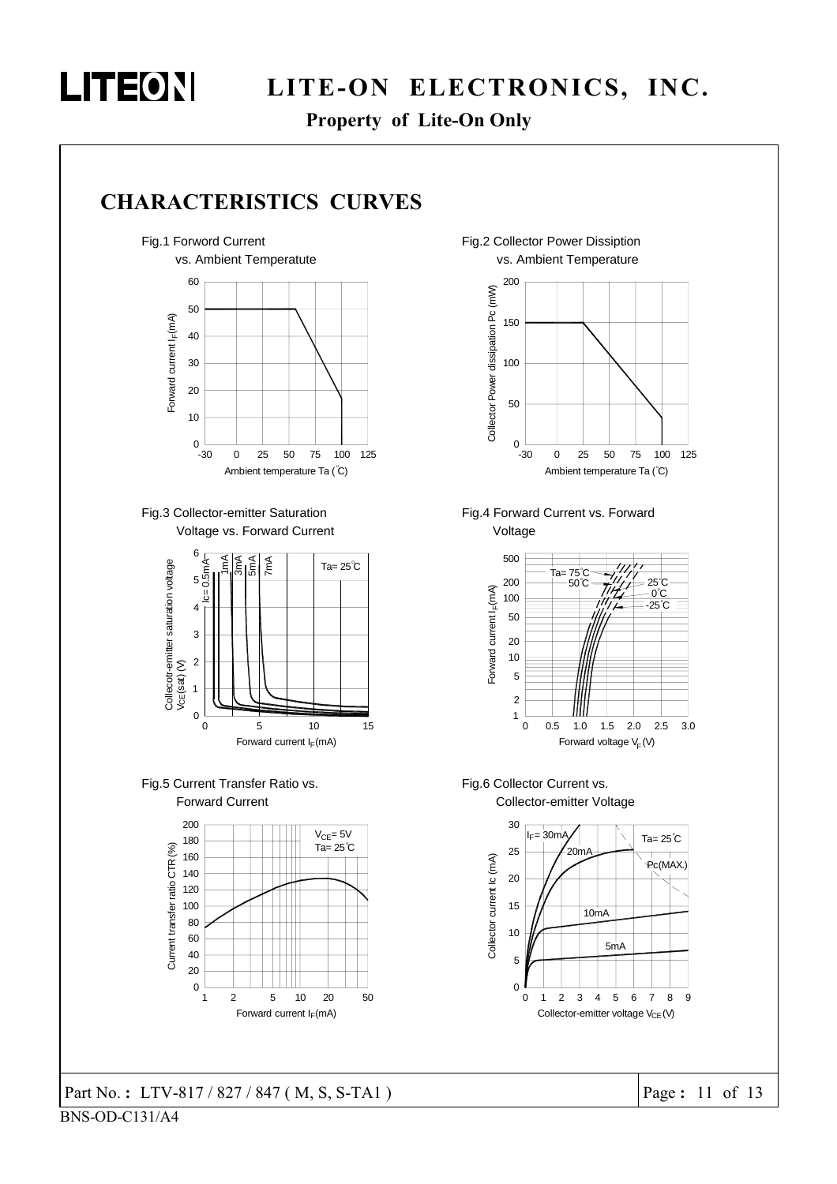## CHARACTERISTICS CURVES

Fig.1 Forword Current vs. Ambient Temperatute

Forward current $I_F$(mA) — Ambient temperature Ta (°C)

Fig.2 Collector Power Dissiption vs. Ambient Temperature

Collector Power dissipation Pc (mW) — Ambient temperature Ta (°C)

Fig.3 Collector-emitter Saturation Voltage vs. Forward Current

Collecotr-emitter saturation voltage $V_{CE}$(sat) (V) — Forward current $I_F$(mA)

Ic= 0.5mA, 1mA, 3mA, 5mA, 7mA; Ta= 25°C

Fig.4 Forward Current vs. Forward Voltage

Forward current $I_F$(mA) — Forward voltage $V_F$(V)

Ta= 75°C, 50°C, 25°C, 0°C, -25°C

Fig.5 Current Transfer Ratio vs. Forward Current

Current transfer ratio CTR (%) — Forward current $I_F$(mA)

$V_{CE}$= 5V, Ta= 25°C

Fig.6 Collector Current vs. Collector-emitter Voltage

Collector current Ic (mA) — Collector-emitter voltage $V_{CE}$(V)

$I_F$= 30mA, 20mA, 10mA, 5mA; Ta= 25°C; Pc(MAX.)

Part No.: LTV-817 / 827 / 847 ( M, S, S-TA1 )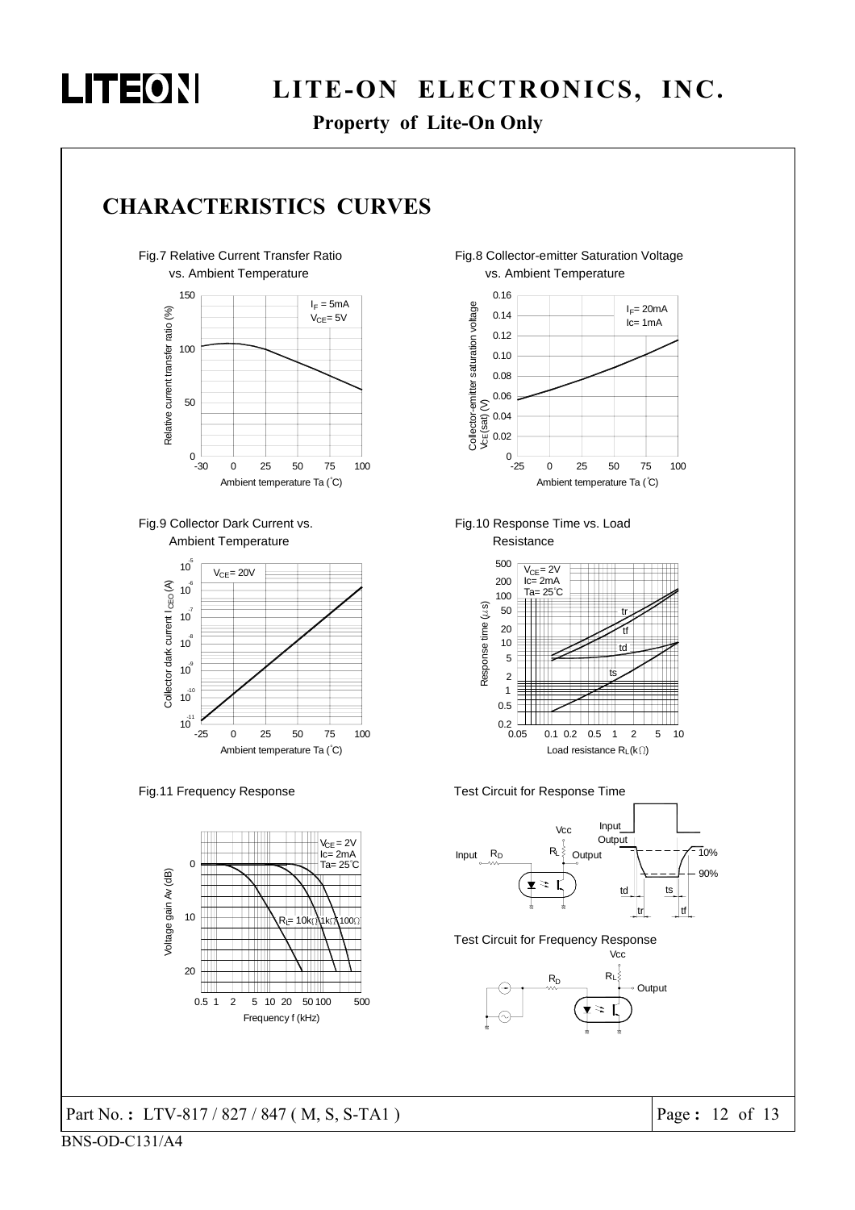## CHARACTERISTICS CURVES

Fig.7 Relative Current Transfer Ratio vs. Ambient Temperature

$I_F = 5mA$, $V_{CE} = 5V$

Relative current transfer ratio (%) — Ambient temperature Ta (°C)

Fig.8 Collector-emitter Saturation Voltage vs. Ambient Temperature

$I_F = 20mA$, $Ic = 1mA$

Collector-emitter saturation voltage $V_{CE}(sat)$ (V) — Ambient temperature Ta (°C)

Fig.9 Collector Dark Current vs. Ambient Temperature

$V_{CE} = 20V$

Collector dark current $I_{CEO}$ (A) — Ambient temperature Ta (°C)

Fig.10 Response Time vs. Load Resistance

$V_{CE} = 2V$, $Ic = 2mA$, $Ta = 25°C$

Response time (μs) — Load resistance $R_L$ (kΩ)

Fig.11 Frequency Response

$V_{CE} = 2V$, $Ic = 2mA$, $Ta = 25°C$

$R_L = 10kΩ$, $1kΩ$, $100Ω$

Voltage gain Av (dB) — Frequency f (kHz)

Test Circuit for Response Time

Test Circuit for Frequency Response

Part No.: LTV-817 / 827 / 847 ( M, S, S-TA1 )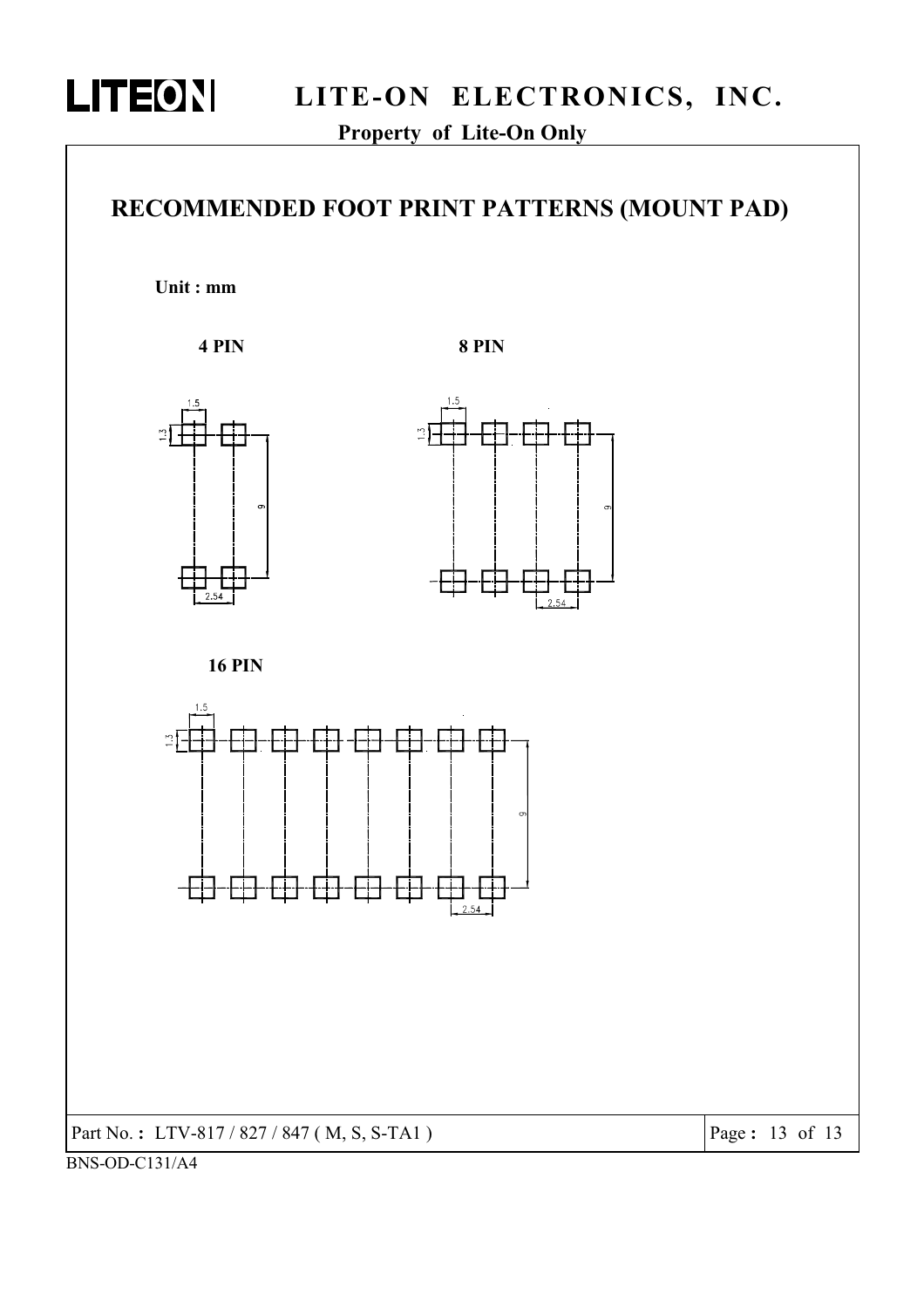## RECOMMENDED FOOT PRINT PATTERNS (MOUNT PAD)

**Unit : mm**

**4 PIN**

1.5
1.3
9
2.54

**8 PIN**

1.5
1.3
9
2.54

**16 PIN**

1.5
1.3
9
2.54